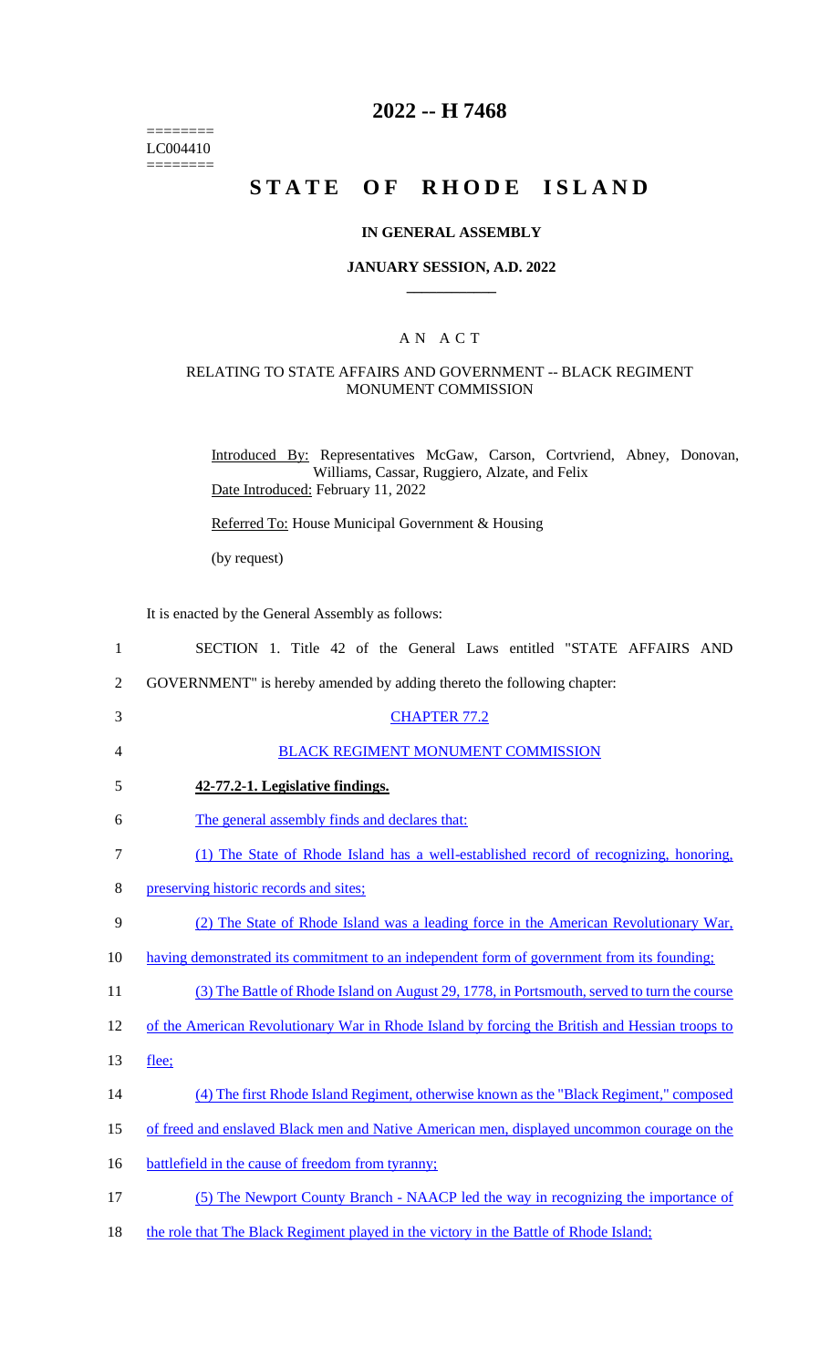========
LC004410
========

# 2022 -- H 7468

# STATE OF RHODE ISLAND

## IN GENERAL ASSEMBLY

## JANUARY SESSION, A.D. 2022

### A N A C T

### RELATING TO STATE AFFAIRS AND GOVERNMENT -- BLACK REGIMENT MONUMENT COMMISSION

Introduced By: Representatives McGaw, Carson, Cortvriend, Abney, Donovan, Williams, Cassar, Ruggiero, Alzate, and Felix

Date Introduced: February 11, 2022

Referred To: House Municipal Government & Housing

(by request)

It is enacted by the General Assembly as follows:

1 SECTION 1. Title 42 of the General Laws entitled "STATE AFFAIRS AND
2 GOVERNMENT" is hereby amended by adding thereto the following chapter:

3 CHAPTER 77.2

4 BLACK REGIMENT MONUMENT COMMISSION

5 **42-77.2-1. Legislative findings.**

6 The general assembly finds and declares that:

7 (1) The State of Rhode Island has a well-established record of recognizing, honoring,
8 preserving historic records and sites;

9 (2) The State of Rhode Island was a leading force in the American Revolutionary War,
10 having demonstrated its commitment to an independent form of government from its founding;

11 (3) The Battle of Rhode Island on August 29, 1778, in Portsmouth, served to turn the course
12 of the American Revolutionary War in Rhode Island by forcing the British and Hessian troops to
13 flee;

14 (4) The first Rhode Island Regiment, otherwise known as the "Black Regiment," composed
15 of freed and enslaved Black men and Native American men, displayed uncommon courage on the
16 battlefield in the cause of freedom from tyranny;

17 (5) The Newport County Branch - NAACP led the way in recognizing the importance of
18 the role that The Black Regiment played in the victory in the Battle of Rhode Island;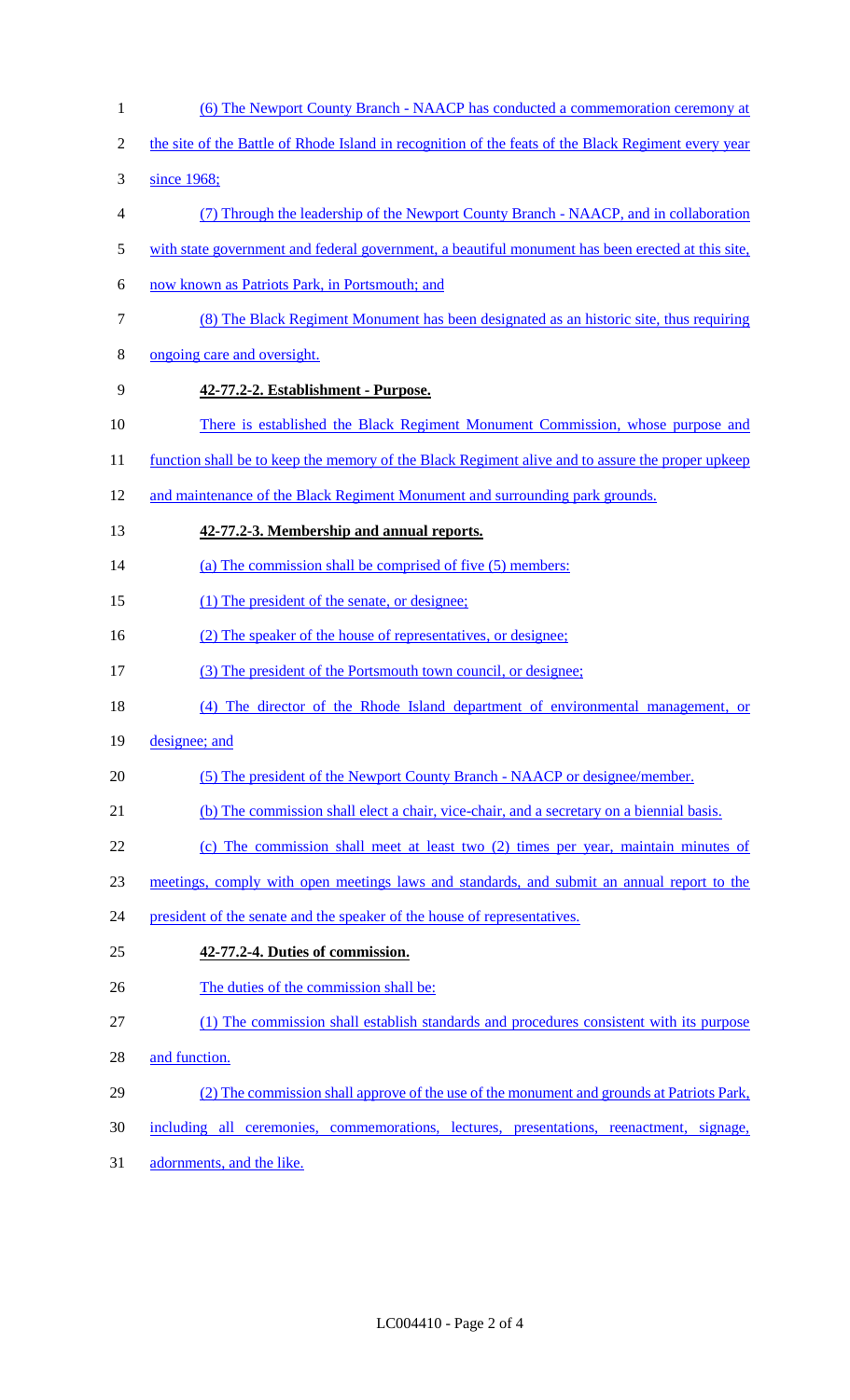(6) The Newport County Branch - NAACP has conducted a commemoration ceremony at the site of the Battle of Rhode Island in recognition of the feats of the Black Regiment every year since 1968;

(7) Through the leadership of the Newport County Branch - NAACP, and in collaboration with state government and federal government, a beautiful monument has been erected at this site, now known as Patriots Park, in Portsmouth; and

(8) The Black Regiment Monument has been designated as an historic site, thus requiring ongoing care and oversight.

**42-77.2-2. Establishment - Purpose.**

There is established the Black Regiment Monument Commission, whose purpose and function shall be to keep the memory of the Black Regiment alive and to assure the proper upkeep and maintenance of the Black Regiment Monument and surrounding park grounds.

**42-77.2-3. Membership and annual reports.**

(a) The commission shall be comprised of five (5) members:

(1) The president of the senate, or designee;

(2) The speaker of the house of representatives, or designee;

(3) The president of the Portsmouth town council, or designee;

(4) The director of the Rhode Island department of environmental management, or designee; and

(5) The president of the Newport County Branch - NAACP or designee/member.

(b) The commission shall elect a chair, vice-chair, and a secretary on a biennial basis.

(c) The commission shall meet at least two (2) times per year, maintain minutes of meetings, comply with open meetings laws and standards, and submit an annual report to the president of the senate and the speaker of the house of representatives.

**42-77.2-4. Duties of commission.**

The duties of the commission shall be:

(1) The commission shall establish standards and procedures consistent with its purpose and function.

(2) The commission shall approve of the use of the monument and grounds at Patriots Park, including all ceremonies, commemorations, lectures, presentations, reenactment, signage, adornments, and the like.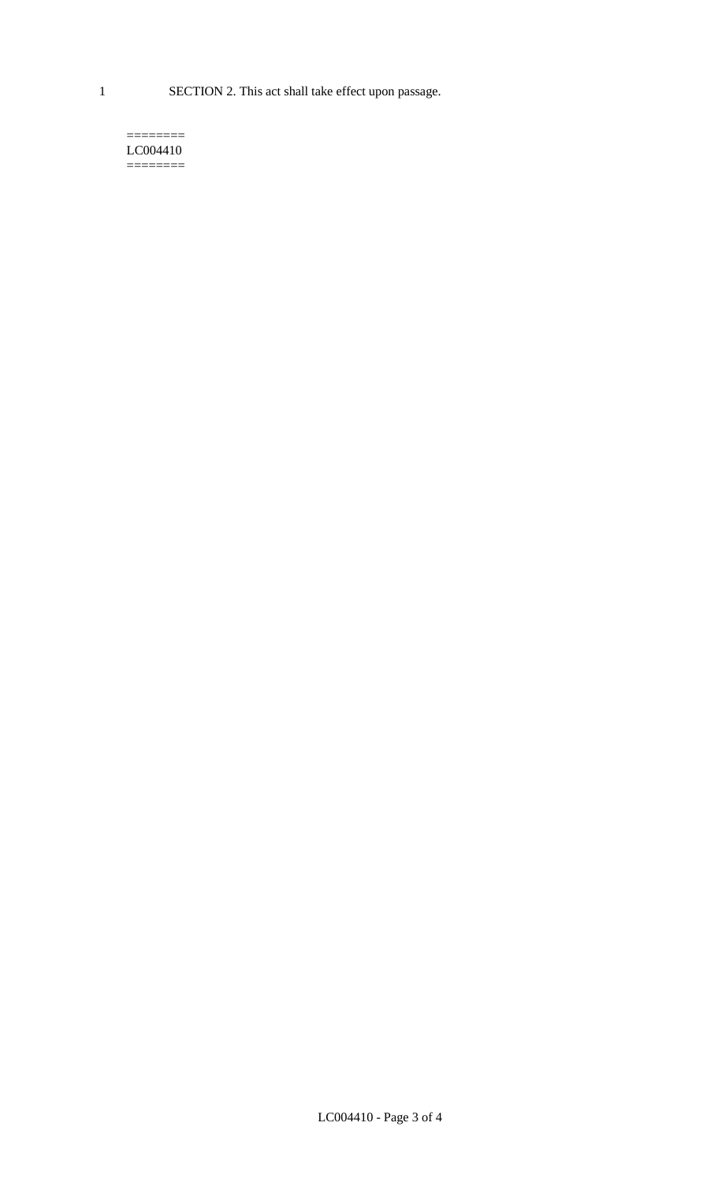1 SECTION 2. This act shall take effect upon passage.

========
LC004410
========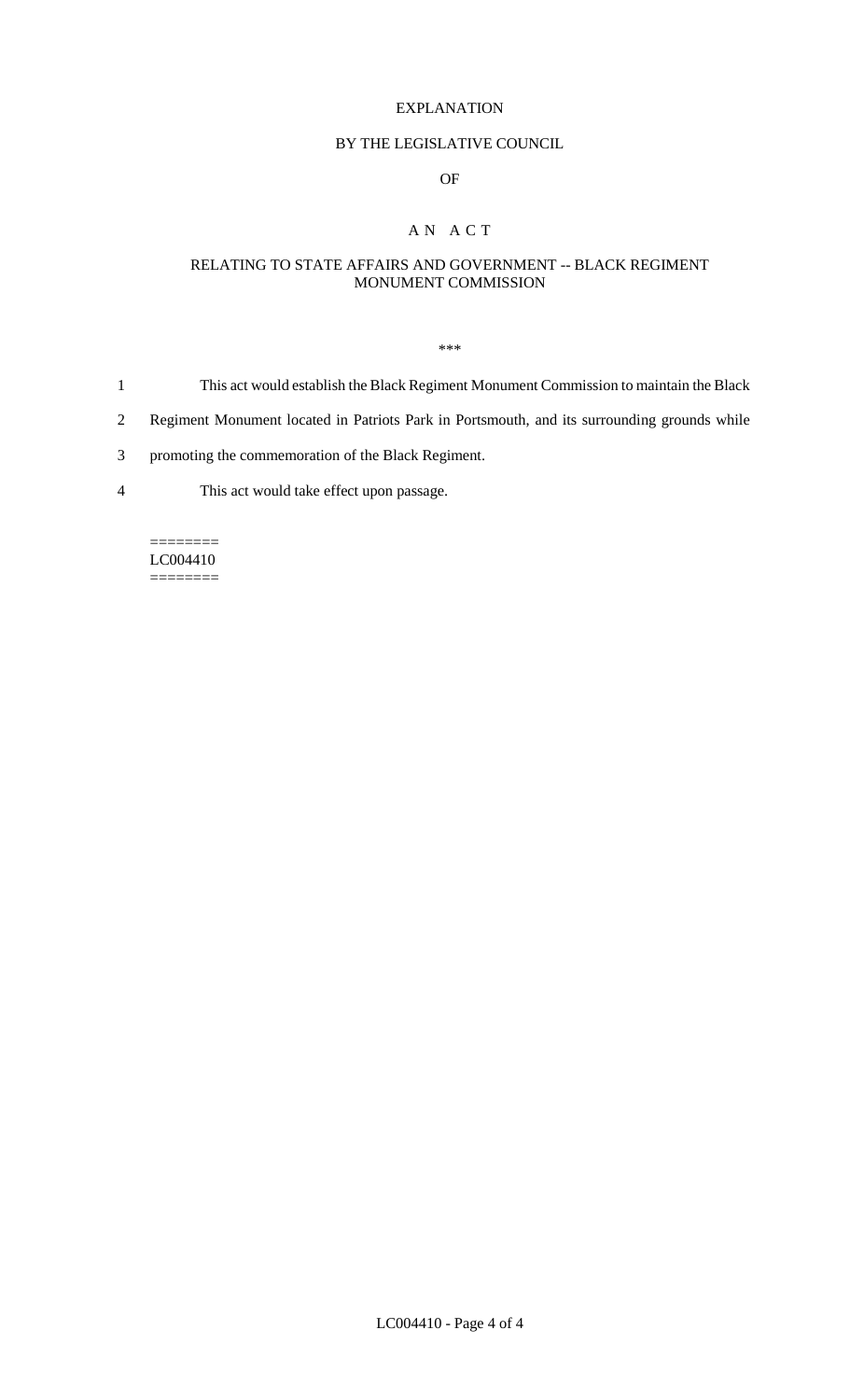EXPLANATION

BY THE LEGISLATIVE COUNCIL

OF

# A N A C T

RELATING TO STATE AFFAIRS AND GOVERNMENT -- BLACK REGIMENT MONUMENT COMMISSION

\*\*\*

This act would establish the Black Regiment Monument Commission to maintain the Black Regiment Monument located in Patriots Park in Portsmouth, and its surrounding grounds while promoting the commemoration of the Black Regiment.

This act would take effect upon passage.

========
LC004410
========